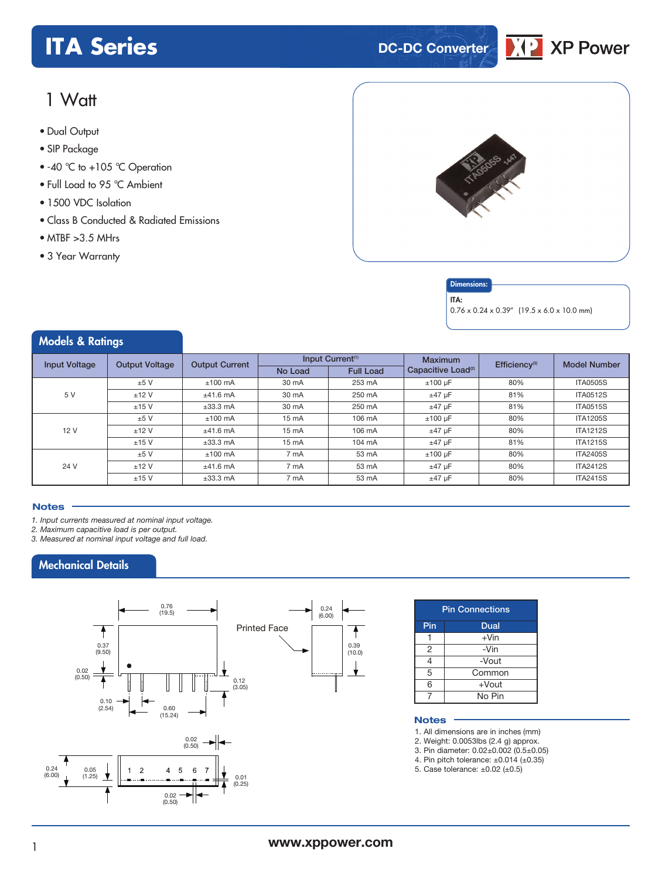# ITA Series

DC-DC Converter

XP Power

## 1 Watt

- Dual Output
- SIP Package
- -40 °C to +105 °C Operation
- Full Load to 95 °C Ambient
- 1500 VDC Isolation
- Class B Conducted & Radiated Emissions
- MTBF >3.5 MHrs
- 3 Year Warranty

**Dimensions:**

**ITA:**
0.76 x 0.24 x 0.39" (19.5 x 6.0 x 10.0 mm)

## Models & Ratings

| Input Voltage | Output Voltage | Output Current | Input Current[1] | | Maximum Capacitive Load[2] | Efficiency[3] | Model Number |
|---|---|---|---|---|---|---|---|
| | | | No Load | Full Load | | | |
| 5 V | ±5 V | ±100 mA | 30 mA | 253 mA | ±100 µF | 80% | ITA0505S |
| | ±12 V | ±41.6 mA | 30 mA | 250 mA | ±47 µF | 81% | ITA0512S |
| | ±15 V | ±33.3 mA | 30 mA | 250 mA | ±47 µF | 81% | ITA0515S |
| 12 V | ±5 V | ±100 mA | 15 mA | 106 mA | ±100 µF | 80% | ITA1205S |
| | ±12 V | ±41.6 mA | 15 mA | 106 mA | ±47 µF | 80% | ITA1212S |
| | ±15 V | ±33.3 mA | 15 mA | 104 mA | ±47 µF | 81% | ITA1215S |
| 24 V | ±5 V | ±100 mA | 7 mA | 53 mA | ±100 µF | 80% | ITA2405S |
| | ±12 V | ±41.6 mA | 7 mA | 53 mA | ±47 µF | 80% | ITA2412S |
| | ±15 V | ±33.3 mA | 7 mA | 53 mA | ±47 µF | 80% | ITA2415S |

### Notes

*1. Input currents measured at nominal input voltage.*
*2. Maximum capacitive load is per output.*
*3. Measured at nominal input voltage and full load.*

## Mechanical Details

| Pin Connections | |
|---|---|
| **Pin** | **Dual** |
| 1 | +Vin |
| 2 | -Vin |
| 4 | -Vout |
| 5 | Common |
| 6 | +Vout |
| 7 | No Pin |

### Notes

1. All dimensions are in inches (mm)
2. Weight: 0.0053lbs (2.4 g) approx.
3. Pin diameter: 0.02±0.002 (0.5±0.05)
4. Pin pitch tolerance: ±0.014 (±0.35)
5. Case tolerance: ±0.02 (±0.5)

www.xppower.com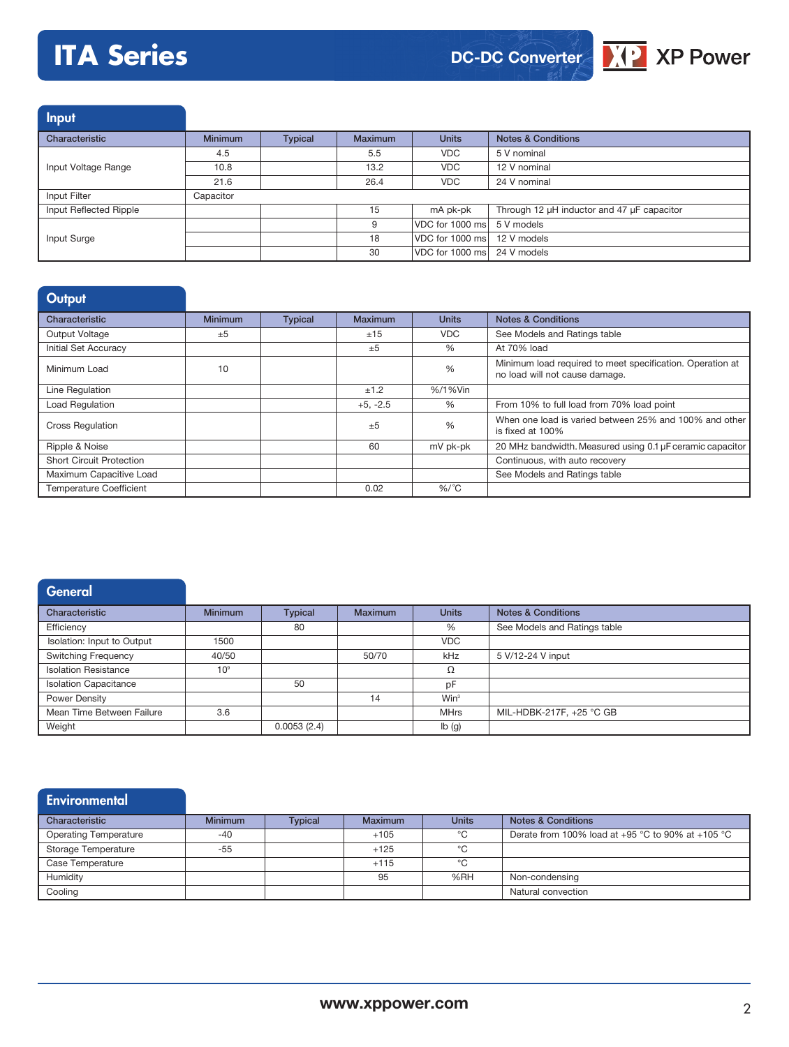# ITA Series

DC-DC Converter

## Input

| Characteristic | Minimum | Typical | Maximum | Units | Notes & Conditions |
|---|---|---|---|---|---|
| Input Voltage Range | 4.5 | | 5.5 | VDC | 5 V nominal |
| | 10.8 | | 13.2 | VDC | 12 V nominal |
| | 21.6 | | 26.4 | VDC | 24 V nominal |
| Input Filter | Capacitor | | | | |
| Input Reflected Ripple | | | 15 | mA pk-pk | Through 12 μH inductor and 47 μF capacitor |
| Input Surge | | | 9 | VDC for 1000 ms | 5 V models |
| | | | 18 | VDC for 1000 ms | 12 V models |
| | | | 30 | VDC for 1000 ms | 24 V models |

## Output

| Characteristic | Minimum | Typical | Maximum | Units | Notes & Conditions |
|---|---|---|---|---|---|
| Output Voltage | ±5 | | ±15 | VDC | See Models and Ratings table |
| Initial Set Accuracy | | | ±5 | % | At 70% load |
| Minimum Load | 10 | | | % | Minimum load required to meet specification. Operation at no load will not cause damage. |
| Line Regulation | | | ±1.2 | %/1%Vin | |
| Load Regulation | | | +5, -2.5 | % | From 10% to full load from 70% load point |
| Cross Regulation | | | ±5 | % | When one load is varied between 25% and 100% and other is fixed at 100% |
| Ripple & Noise | | | 60 | mV pk-pk | 20 MHz bandwidth. Measured using 0.1 μF ceramic capacitor |
| Short Circuit Protection | | | | | Continuous, with auto recovery |
| Maximum Capacitive Load | | | | | See Models and Ratings table |
| Temperature Coefficient | | | 0.02 | %/°C | |

## General

| Characteristic | Minimum | Typical | Maximum | Units | Notes & Conditions |
|---|---|---|---|---|---|
| Efficiency | | 80 | | % | See Models and Ratings table |
| Isolation: Input to Output | 1500 | | | VDC | |
| Switching Frequency | 40/50 | | 50/70 | kHz | 5 V/12-24 V input |
| Isolation Resistance | $10^9$ | | | Ω | |
| Isolation Capacitance | | 50 | | pF | |
| Power Density | | | 14 | $Win^3$ | |
| Mean Time Between Failure | 3.6 | | | MHrs | MIL-HDBK-217F, +25 °C GB |
| Weight | | 0.0053 (2.4) | | lb (g) | |

## Environmental

| Characteristic | Minimum | Typical | Maximum | Units | Notes & Conditions |
|---|---|---|---|---|---|
| Operating Temperature | -40 | | +105 | °C | Derate from 100% load at +95 °C to 90% at +105 °C |
| Storage Temperature | -55 | | +125 | °C | |
| Case Temperature | | | +115 | °C | |
| Humidity | | | 95 | %RH | Non-condensing |
| Cooling | | | | | Natural convection |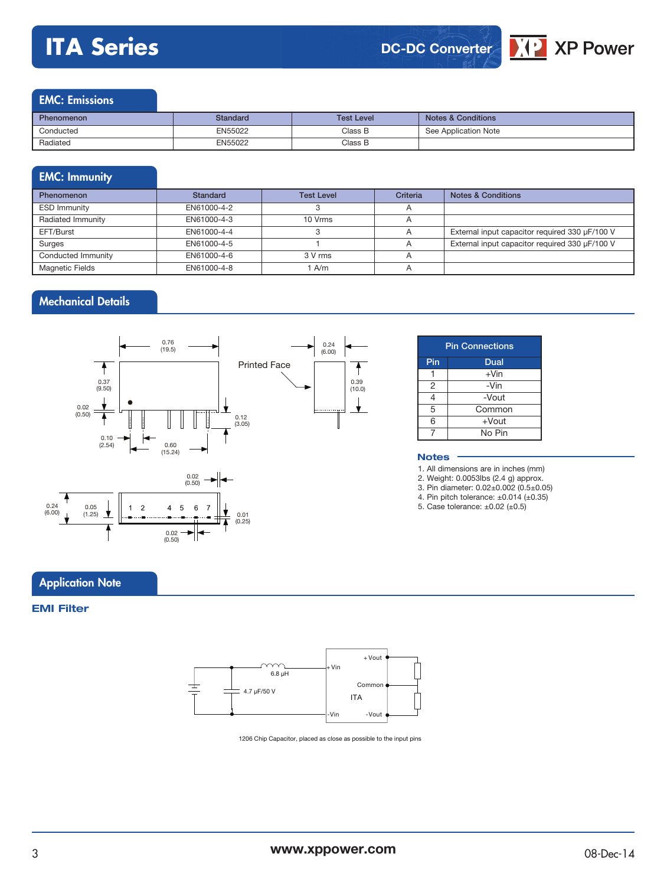## EMC: Emissions

| Phenomenon | Standard | Test Level | Notes & Conditions |
|---|---|---|---|
| Conducted | EN55022 | Class B | See Application Note |
| Radiated | EN55022 | Class B | |

## EMC: Immunity

| Phenomenon | Standard | Test Level | Criteria | Notes & Conditions |
|---|---|---|---|---|
| ESD Immunity | EN61000-4-2 | 3 | A | |
| Radiated Immunity | EN61000-4-3 | 10 Vrms | A | |
| EFT/Burst | EN61000-4-4 | 3 | A | External input capacitor required 330 µF/100 V |
| Surges | EN61000-4-5 | 1 | A | External input capacitor required 330 µF/100 V |
| Conducted Immunity | EN61000-4-6 | 3 V rms | A | |
| Magnetic Fields | EN61000-4-8 | 1 A/m | A | |

## Mechanical Details

0.76 (19.5)
0.24 (6.00)
Printed Face
0.37 (9.50)
0.39 (10.0)
0.02 (0.50)
0.12 (3.05)
0.10 (2.54)
0.60 (15.24)
0.02 (0.50)
0.24 (6.00)
0.05 (1.25)
1 2 4 5 6 7
0.01 (0.25)
0.02 (0.50)

| Pin Connections | |
|---|---|
| **Pin** | **Dual** |
| 1 | +Vin |
| 2 | -Vin |
| 4 | -Vout |
| 5 | Common |
| 6 | +Vout |
| 7 | No Pin |

### Notes

1. All dimensions are in inches (mm)
2. Weight: 0.0053lbs (2.4 g) approx.
3. Pin diameter: 0.02±0.002 (0.5±0.05)
4. Pin pitch tolerance: ±0.014 (±0.35)
5. Case tolerance: ±0.02 (±0.5)

## Application Note

### EMI Filter

6.8 µH
4.7 µF/50 V
+Vin
-Vin
+Vout
Common
-Vout
ITA

1206 Chip Capacitor, placed as close as possible to the input pins